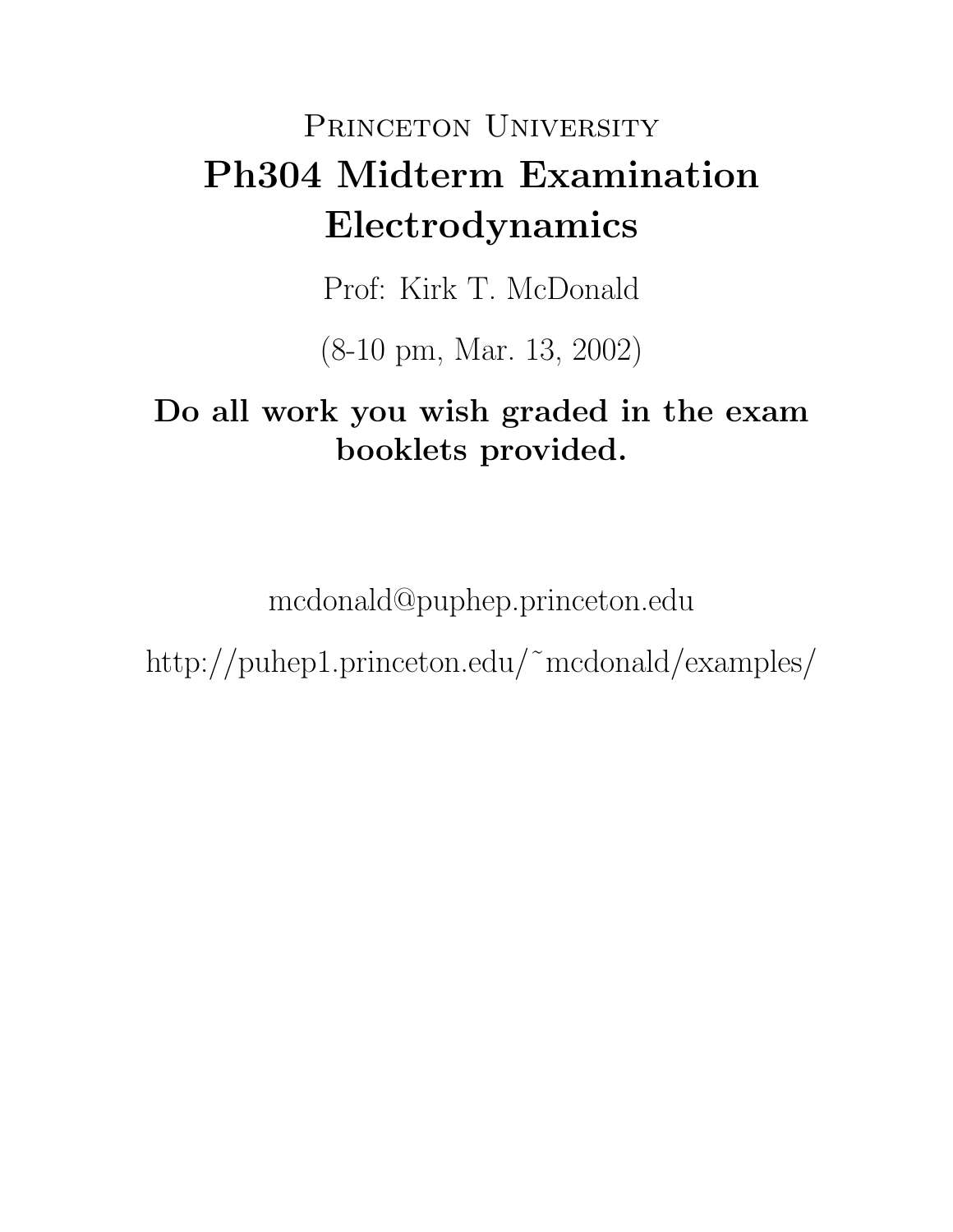# Princeton University

# Ph304 Midterm Examination Electrodynamics

Prof: Kirk T. McDonald

(8-10 pm, Mar. 13, 2002)

**Do all work you wish graded in the exam booklets provided.**

mcdonald@puphep.princeton.edu

http://puhep1.princeton.edu/~mcdonald/examples/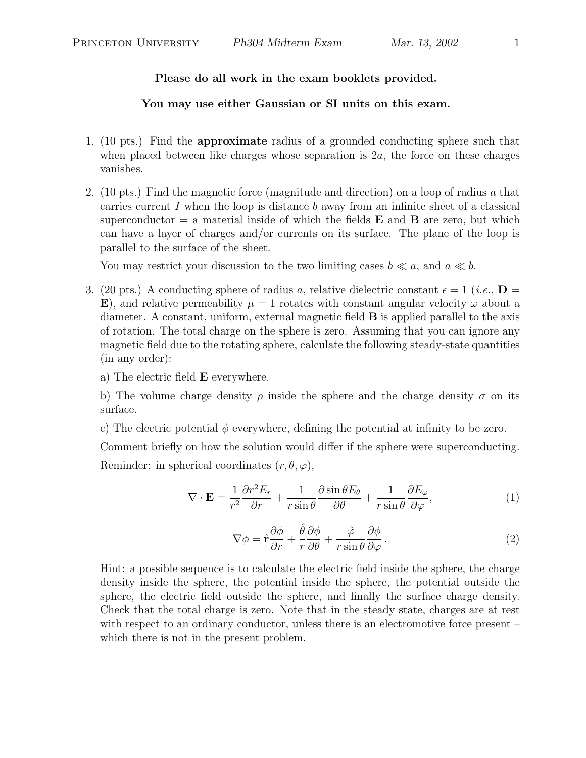**Please do all work in the exam booklets provided.**

**You may use either Gaussian or SI units on this exam.**

1. (10 pts.) Find the **approximate** radius of a grounded conducting sphere such that when placed between like charges whose separation is $2a$, the force on these charges vanishes.

2. (10 pts.) Find the magnetic force (magnitude and direction) on a loop of radius $a$ that carries current $I$ when the loop is distance $b$ away from an infinite sheet of a classical superconductor = a material inside of which the fields $\mathbf{E}$ and $\mathbf{B}$ are zero, but which can have a layer of charges and/or currents on its surface. The plane of the loop is parallel to the surface of the sheet.

   You may restrict your discussion to the two limiting cases $b \ll a$, and $a \ll b$.

3. (20 pts.) A conducting sphere of radius $a$, relative dielectric constant $\epsilon = 1$ (*i.e.*, $\mathbf{D} = \mathbf{E}$), and relative permeability $\mu = 1$ rotates with constant angular velocity $\omega$ about a diameter. A constant, uniform, external magnetic field $\mathbf{B}$ is applied parallel to the axis of rotation. The total charge on the sphere is zero. Assuming that you can ignore any magnetic field due to the rotating sphere, calculate the following steady-state quantities (in any order):

   a) The electric field $\mathbf{E}$ everywhere.

   b) The volume charge density $\rho$ inside the sphere and the charge density $\sigma$ on its surface.

   c) The electric potential $\phi$ everywhere, defining the potential at infinity to be zero.

   Comment briefly on how the solution would differ if the sphere were superconducting.

   Reminder: in spherical coordinates $(r, \theta, \varphi)$,

$$\nabla \cdot \mathbf{E} = \frac{1}{r^2}\frac{\partial r^2 E_r}{\partial r} + \frac{1}{r \sin\theta}\frac{\partial \sin\theta E_\theta}{\partial \theta} + \frac{1}{r\sin\theta}\frac{\partial E_\varphi}{\partial \varphi}, \tag{1}$$

$$\nabla \phi = \hat{\mathbf{r}}\frac{\partial \phi}{\partial r} + \frac{\hat{\theta}}{r}\frac{\partial \phi}{\partial \theta} + \frac{\hat{\varphi}}{r \sin\theta}\frac{\partial \phi}{\partial \varphi}. \tag{2}$$

   Hint: a possible sequence is to calculate the electric field inside the sphere, the charge density inside the sphere, the potential inside the sphere, the potential outside the sphere, the electric field outside the sphere, and finally the surface charge density. Check that the total charge is zero. Note that in the steady state, charges are at rest with respect to an ordinary conductor, unless there is an electromotive force present – which there is not in the present problem.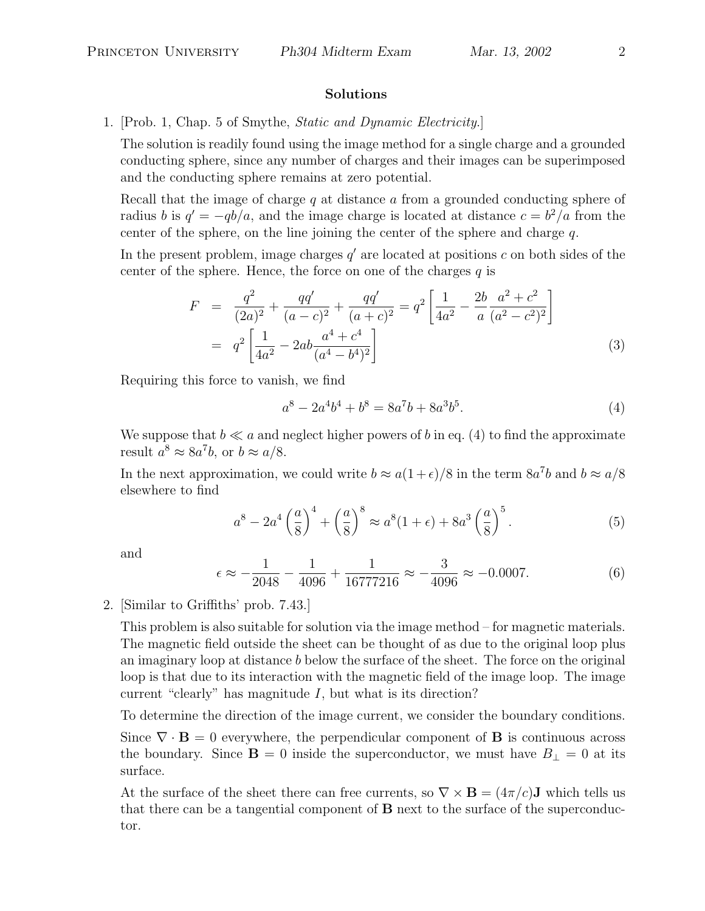## Solutions

1. [Prob. 1, Chap. 5 of Smythe, *Static and Dynamic Electricity*.]

   The solution is readily found using the image method for a single charge and a grounded conducting sphere, since any number of charges and their images can be superimposed and the conducting sphere remains at zero potential.

   Recall that the image of charge $q$ at distance $a$ from a grounded conducting sphere of radius $b$ is $q' = -qb/a$, and the image charge is located at distance $c = b^2/a$ from the center of the sphere, on the line joining the center of the sphere and charge $q$.

   In the present problem, image charges $q'$ are located at positions $c$ on both sides of the center of the sphere. Hence, the force on one of the charges $q$ is

$$
\begin{aligned}
F &= \frac{q^2}{(2a)^2} + \frac{qq'}{(a-c)^2} + \frac{qq'}{(a+c)^2} = q^2 \left[ \frac{1}{4a^2} - \frac{2b}{a} \frac{a^2+c^2}{(a^2-c^2)^2} \right] \\
&= q^2 \left[ \frac{1}{4a^2} - 2ab \frac{a^4+c^4}{(a^4-b^4)^2} \right] \qquad (3)
\end{aligned}
$$

   Requiring this force to vanish, we find

$$
a^8 - 2a^4b^4 + b^8 = 8a^7b + 8a^3b^5. \qquad (4)
$$

   We suppose that $b \ll a$ and neglect higher powers of $b$ in eq. (4) to find the approximate result $a^8 \approx 8a^7b$, or $b \approx a/8$.

   In the next approximation, we could write $b \approx a(1+\epsilon)/8$ in the term $8a^7b$ and $b \approx a/8$ elsewhere to find

$$
a^8 - 2a^4 \left(\frac{a}{8}\right)^4 + \left(\frac{a}{8}\right)^8 \approx a^8(1+\epsilon) + 8a^3 \left(\frac{a}{8}\right)^5. \qquad (5)
$$

   and

$$
\epsilon \approx -\frac{1}{2048} - \frac{1}{4096} + \frac{1}{16777216} \approx -\frac{3}{4096} \approx -0.0007. \qquad (6)
$$

2. [Similar to Griffiths' prob. 7.43.]

   This problem is also suitable for solution via the image method – for magnetic materials. The magnetic field outside the sheet can be thought of as due to the original loop plus an imaginary loop at distance $b$ below the surface of the sheet. The force on the original loop is that due to its interaction with the magnetic field of the image loop. The image current "clearly" has magnitude $I$, but what is its direction?

   To determine the direction of the image current, we consider the boundary conditions.

   Since $\nabla \cdot \mathbf{B} = 0$ everywhere, the perpendicular component of $\mathbf{B}$ is continuous across the boundary. Since $\mathbf{B} = 0$ inside the superconductor, we must have $B_\perp = 0$ at its surface.

   At the surface of the sheet there can free currents, so $\nabla \times \mathbf{B} = (4\pi/c)\mathbf{J}$ which tells us that there can be a tangential component of $\mathbf{B}$ next to the surface of the superconductor.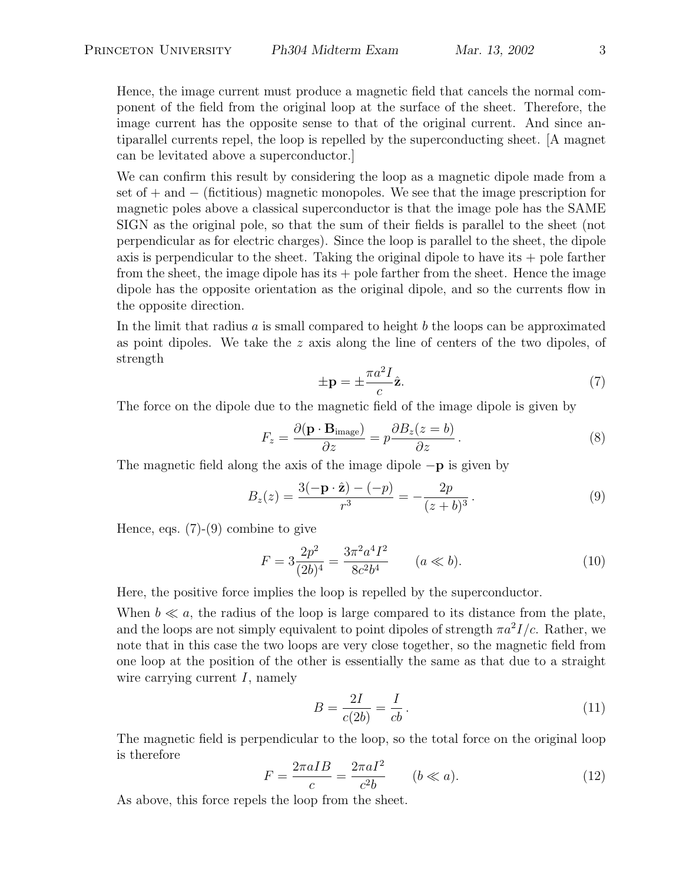Hence, the image current must produce a magnetic field that cancels the normal component of the field from the original loop at the surface of the sheet. Therefore, the image current has the opposite sense to that of the original current. And since antiparallel currents repel, the loop is repelled by the superconducting sheet. [A magnet can be levitated above a superconductor.]

We can confirm this result by considering the loop as a magnetic dipole made from a set of + and − (fictitious) magnetic monopoles. We see that the image prescription for magnetic poles above a classical superconductor is that the image pole has the SAME SIGN as the original pole, so that the sum of their fields is parallel to the sheet (not perpendicular as for electric charges). Since the loop is parallel to the sheet, the dipole axis is perpendicular to the sheet. Taking the original dipole to have its + pole farther from the sheet, the image dipole has its + pole farther from the sheet. Hence the image dipole has the opposite orientation as the original dipole, and so the currents flow in the opposite direction.

In the limit that radius $a$ is small compared to height $b$ the loops can be approximated as point dipoles. We take the $z$ axis along the line of centers of the two dipoles, of strength

$$\pm \mathbf{p} = \pm \frac{\pi a^2 I}{c} \hat{\mathbf{z}}. \tag{7}$$

The force on the dipole due to the magnetic field of the image dipole is given by

$$F_z = \frac{\partial (\mathbf{p} \cdot \mathbf{B}_{\rm image})}{\partial z} = p \frac{\partial B_z(z = b)}{\partial z}. \tag{8}$$

The magnetic field along the axis of the image dipole $-\mathbf{p}$ is given by

$$B_z(z) = \frac{3(-\mathbf{p} \cdot \hat{\mathbf{z}}) - (-p)}{r^3} = -\frac{2p}{(z+b)^3}. \tag{9}$$

Hence, eqs. (7)-(9) combine to give

$$F = 3\frac{2p^2}{(2b)^4} = \frac{3\pi^2 a^4 I^2}{8c^2 b^4} \qquad (a \ll b). \tag{10}$$

Here, the positive force implies the loop is repelled by the superconductor.

When $b \ll a$, the radius of the loop is large compared to its distance from the plate, and the loops are not simply equivalent to point dipoles of strength $\pi a^2 I/c$. Rather, we note that in this case the two loops are very close together, so the magnetic field from one loop at the position of the other is essentially the same as that due to a straight wire carrying current $I$, namely

$$B = \frac{2I}{c(2b)} = \frac{I}{cb}. \tag{11}$$

The magnetic field is perpendicular to the loop, so the total force on the original loop is therefore

$$F = \frac{2\pi a I B}{c} = \frac{2\pi a I^2}{c^2 b} \qquad (b \ll a). \tag{12}$$

As above, this force repels the loop from the sheet.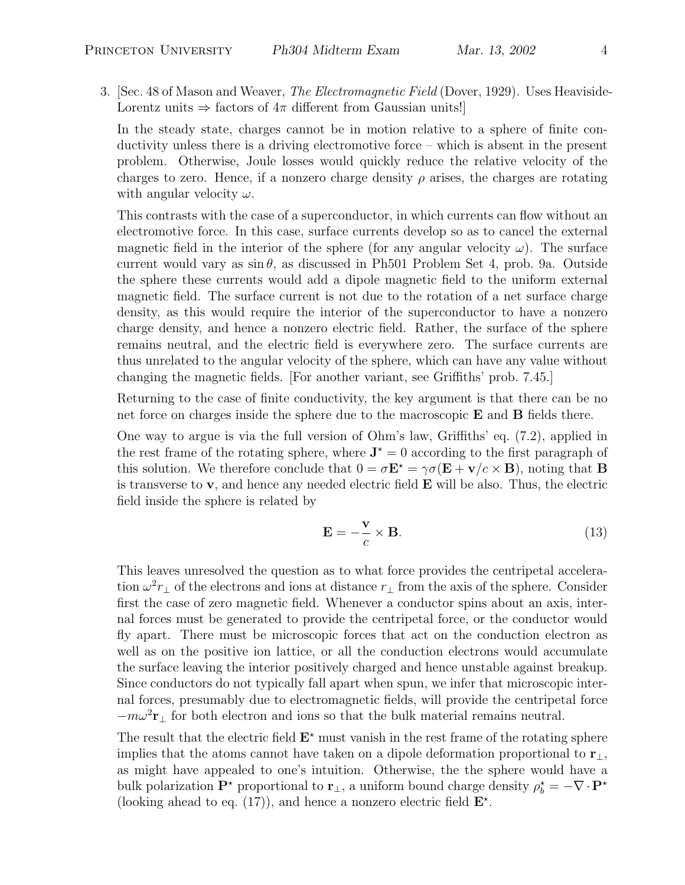3. [Sec. 48 of Mason and Weaver, *The Electromagnetic Field* (Dover, 1929). Uses Heaviside-Lorentz units $\Rightarrow$ factors of $4\pi$ different from Gaussian units!]

In the steady state, charges cannot be in motion relative to a sphere of finite conductivity unless there is a driving electromotive force – which is absent in the present problem. Otherwise, Joule losses would quickly reduce the relative velocity of the charges to zero. Hence, if a nonzero charge density $\rho$ arises, the charges are rotating with angular velocity $\omega$.

This contrasts with the case of a superconductor, in which currents can flow without an electromotive force. In this case, surface currents develop so as to cancel the external magnetic field in the interior of the sphere (for any angular velocity $\omega$). The surface current would vary as $\sin\theta$, as discussed in Ph501 Problem Set 4, prob. 9a. Outside the sphere these currents would add a dipole magnetic field to the uniform external magnetic field. The surface current is not due to the rotation of a net surface charge density, as this would require the interior of the superconductor to have a nonzero charge density, and hence a nonzero electric field. Rather, the surface of the sphere remains neutral, and the electric field is everywhere zero. The surface currents are thus unrelated to the angular velocity of the sphere, which can have any value without changing the magnetic fields. [For another variant, see Griffiths' prob. 7.45.]

Returning to the case of finite conductivity, the key argument is that there can be no net force on charges inside the sphere due to the macroscopic $\mathbf{E}$ and $\mathbf{B}$ fields there.

One way to argue is via the full version of Ohm's law, Griffiths' eq. (7.2), applied in the rest frame of the rotating sphere, where $\mathbf{J}^\star = 0$ according to the first paragraph of this solution. We therefore conclude that $0 = \sigma\mathbf{E}^\star = \gamma\sigma(\mathbf{E} + \mathbf{v}/c \times \mathbf{B})$, noting that $\mathbf{B}$ is transverse to $\mathbf{v}$, and hence any needed electric field $\mathbf{E}$ will be also. Thus, the electric field inside the sphere is related by

$$\mathbf{E} = -\frac{\mathbf{v}}{c} \times \mathbf{B}. \tag{13}$$

This leaves unresolved the question as to what force provides the centripetal acceleration $\omega^2 r_\perp$ of the electrons and ions at distance $r_\perp$ from the axis of the sphere. Consider first the case of zero magnetic field. Whenever a conductor spins about an axis, internal forces must be generated to provide the centripetal force, or the conductor would fly apart. There must be microscopic forces that act on the conduction electron as well as on the positive ion lattice, or all the conduction electrons would accumulate the surface leaving the interior positively charged and hence unstable against breakup. Since conductors do not typically fall apart when spun, we infer that microscopic internal forces, presumably due to electromagnetic fields, will provide the centripetal force $-m\omega^2\mathbf{r}_\perp$ for both electron and ions so that the bulk material remains neutral.

The result that the electric field $\mathbf{E}^\star$ must vanish in the rest frame of the rotating sphere implies that the atoms cannot have taken on a dipole deformation proportional to $\mathbf{r}_\perp$, as might have appealed to one's intuition. Otherwise, the the sphere would have a bulk polarization $\mathbf{P}^\star$ proportional to $\mathbf{r}_\perp$, a uniform bound charge density $\rho_b^\star = -\nabla\cdot\mathbf{P}^\star$ (looking ahead to eq. (17)), and hence a nonzero electric field $\mathbf{E}^\star$.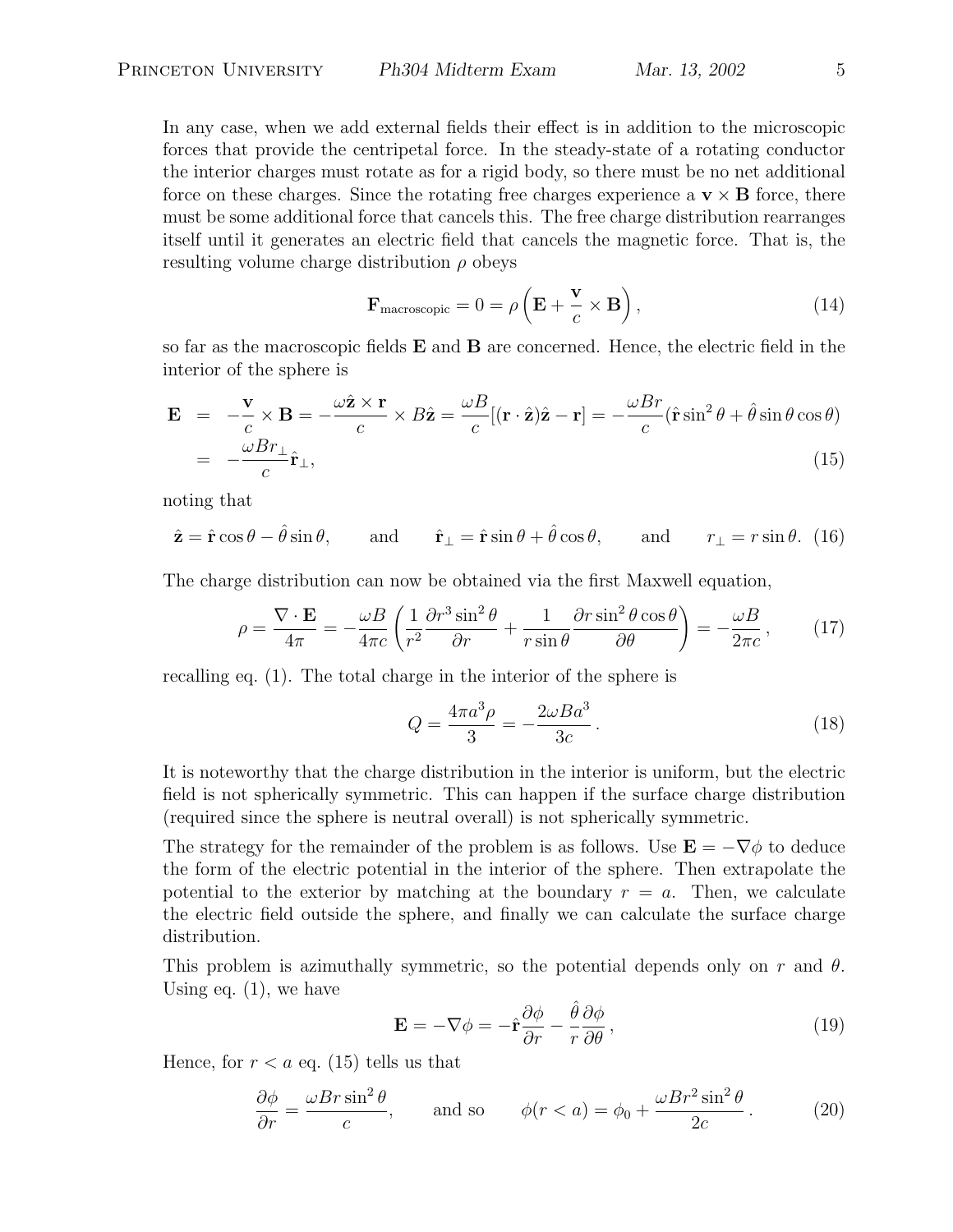In any case, when we add external fields their effect is in addition to the microscopic forces that provide the centripetal force. In the steady-state of a rotating conductor the interior charges must rotate as for a rigid body, so there must be no net additional force on these charges. Since the rotating free charges experience a $\mathbf{v} \times \mathbf{B}$ force, there must be some additional force that cancels this. The free charge distribution rearranges itself until it generates an electric field that cancels the magnetic force. That is, the resulting volume charge distribution $\rho$ obeys

$$\mathbf{F}_{\text{macroscopic}} = 0 = \rho \left( \mathbf{E} + \frac{\mathbf{v}}{c} \times \mathbf{B} \right), \tag{14}$$

so far as the macroscopic fields $\mathbf{E}$ and $\mathbf{B}$ are concerned. Hence, the electric field in the interior of the sphere is

$$\begin{aligned}
\mathbf{E} &= -\frac{\mathbf{v}}{c} \times \mathbf{B} = -\frac{\omega \hat{\mathbf{z}} \times \mathbf{r}}{c} \times B\hat{\mathbf{z}} = \frac{\omega B}{c}[(\mathbf{r} \cdot \hat{\mathbf{z}})\hat{\mathbf{z}} - \mathbf{r}] = -\frac{\omega B r}{c}(\hat{\mathbf{r}} \sin^2\theta + \hat{\theta} \sin\theta \cos\theta) \\
&= -\frac{\omega B r_\perp}{c} \hat{\mathbf{r}}_\perp,
\end{aligned} \tag{15}$$

noting that

$$\hat{\mathbf{z}} = \hat{\mathbf{r}} \cos\theta - \hat{\theta} \sin\theta, \qquad \text{and} \qquad \hat{\mathbf{r}}_\perp = \hat{\mathbf{r}} \sin\theta + \hat{\theta} \cos\theta, \qquad \text{and} \qquad r_\perp = r \sin\theta. \tag{16}$$

The charge distribution can now be obtained via the first Maxwell equation,

$$\rho = \frac{\nabla \cdot \mathbf{E}}{4\pi} = -\frac{\omega B}{4\pi c} \left( \frac{1}{r^2} \frac{\partial r^3 \sin^2\theta}{\partial r} + \frac{1}{r \sin\theta} \frac{\partial r \sin^2\theta \cos\theta}{\partial \theta} \right) = -\frac{\omega B}{2\pi c}, \tag{17}$$

recalling eq. (1). The total charge in the interior of the sphere is

$$Q = \frac{4\pi a^3 \rho}{3} = -\frac{2\omega B a^3}{3c}. \tag{18}$$

It is noteworthy that the charge distribution in the interior is uniform, but the electric field is not spherically symmetric. This can happen if the surface charge distribution (required since the sphere is neutral overall) is not spherically symmetric.

The strategy for the remainder of the problem is as follows. Use $\mathbf{E} = -\nabla\phi$ to deduce the form of the electric potential in the interior of the sphere. Then extrapolate the potential to the exterior by matching at the boundary $r = a$. Then, we calculate the electric field outside the sphere, and finally we can calculate the surface charge distribution.

This problem is azimuthally symmetric, so the potential depends only on $r$ and $\theta$. Using eq. (1), we have

$$\mathbf{E} = -\nabla\phi = -\hat{\mathbf{r}} \frac{\partial \phi}{\partial r} - \frac{\hat{\theta}}{r} \frac{\partial \phi}{\partial \theta}, \tag{19}$$

Hence, for $r < a$ eq. (15) tells us that

$$\frac{\partial \phi}{\partial r} = \frac{\omega B r \sin^2\theta}{c}, \qquad \text{and so} \qquad \phi(r < a) = \phi_0 + \frac{\omega B r^2 \sin^2\theta}{2c}. \tag{20}$$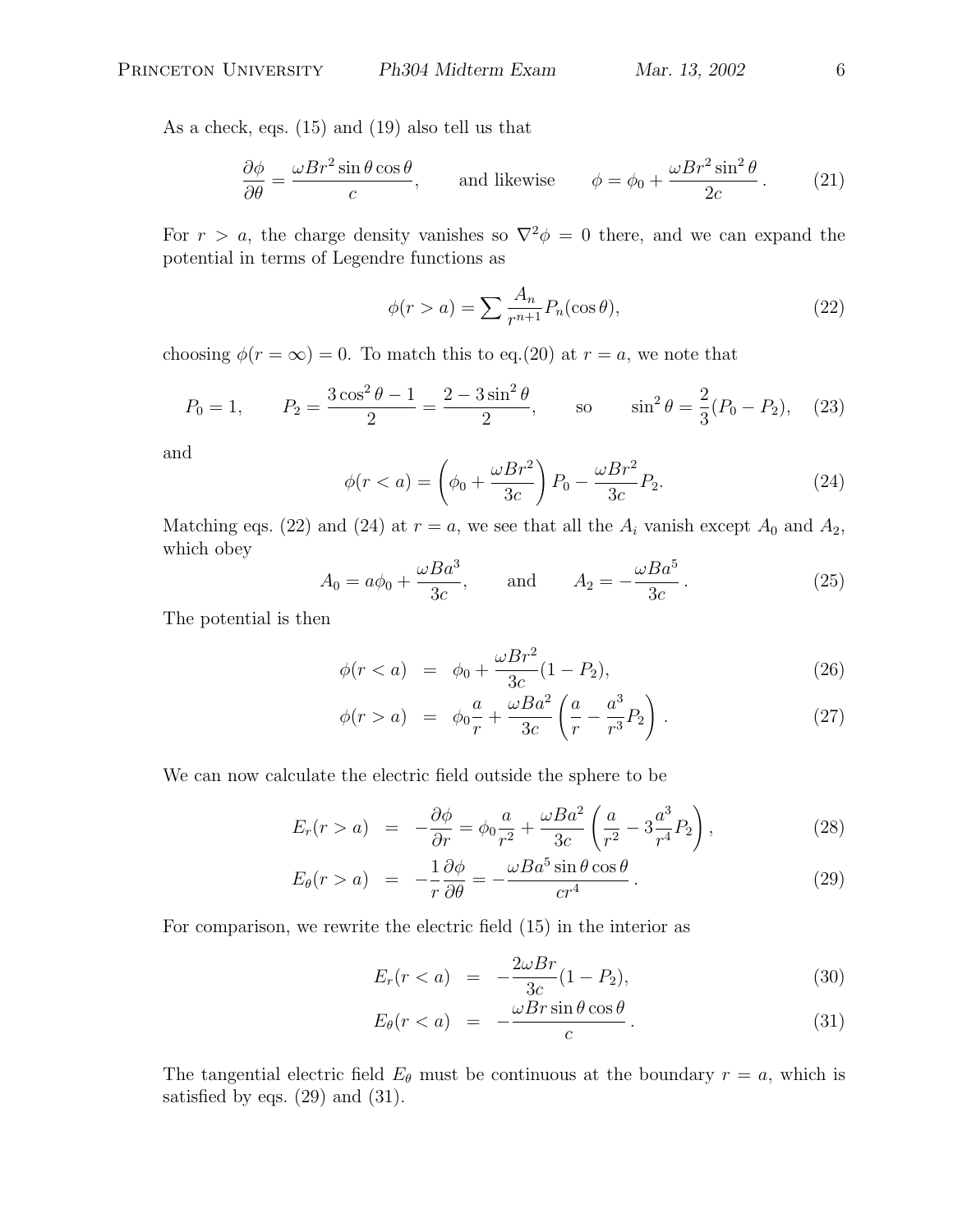As a check, eqs. (15) and (19) also tell us that

$$\frac{\partial \phi}{\partial \theta} = \frac{\omega B r^2 \sin\theta \cos\theta}{c}, \qquad \text{and likewise} \qquad \phi = \phi_0 + \frac{\omega B r^2 \sin^2\theta}{2c}. \tag{21}$$

For $r > a$, the charge density vanishes so $\nabla^2 \phi = 0$ there, and we can expand the potential in terms of Legendre functions as

$$\phi(r > a) = \sum \frac{A_n}{r^{n+1}} P_n(\cos\theta), \tag{22}$$

choosing $\phi(r = \infty) = 0$. To match this to eq.(20) at $r = a$, we note that

$$P_0 = 1, \qquad P_2 = \frac{3\cos^2\theta - 1}{2} = \frac{2 - 3\sin^2\theta}{2}, \qquad \text{so} \qquad \sin^2\theta = \frac{2}{3}(P_0 - P_2), \tag{23}$$

and

$$\phi(r < a) = \left(\phi_0 + \frac{\omega B r^2}{3c}\right) P_0 - \frac{\omega B r^2}{3c} P_2. \tag{24}$$

Matching eqs. (22) and (24) at $r = a$, we see that all the $A_i$ vanish except $A_0$ and $A_2$, which obey

$$A_0 = a\phi_0 + \frac{\omega B a^3}{3c}, \qquad \text{and} \qquad A_2 = -\frac{\omega B a^5}{3c}. \tag{25}$$

The potential is then

$$\phi(r < a) = \phi_0 + \frac{\omega B r^2}{3c}(1 - P_2), \tag{26}$$

$$\phi(r > a) = \phi_0 \frac{a}{r} + \frac{\omega B a^2}{3c}\left(\frac{a}{r} - \frac{a^3}{r^3} P_2\right). \tag{27}$$

We can now calculate the electric field outside the sphere to be

$$E_r(r > a) = -\frac{\partial \phi}{\partial r} = \phi_0 \frac{a}{r^2} + \frac{\omega B a^2}{3c}\left(\frac{a}{r^2} - 3\frac{a^3}{r^4} P_2\right), \tag{28}$$

$$E_\theta(r > a) = -\frac{1}{r}\frac{\partial \phi}{\partial \theta} = -\frac{\omega B a^5 \sin\theta \cos\theta}{c r^4}. \tag{29}$$

For comparison, we rewrite the electric field (15) in the interior as

$$E_r(r < a) = -\frac{2\omega B r}{3c}(1 - P_2), \tag{30}$$

$$E_\theta(r < a) = -\frac{\omega B r \sin\theta \cos\theta}{c}. \tag{31}$$

The tangential electric field $E_\theta$ must be continuous at the boundary $r = a$, which is satisfied by eqs. (29) and (31).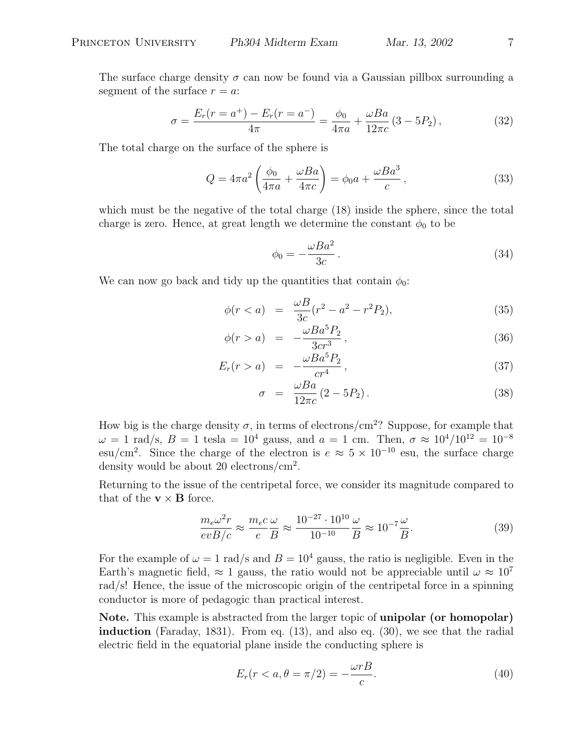The surface charge density $\sigma$ can now be found via a Gaussian pillbox surrounding a segment of the surface $r = a$:

$$\sigma = \frac{E_r(r = a^+) - E_r(r = a^-)}{4\pi} = \frac{\phi_0}{4\pi a} + \frac{\omega B a}{12\pi c}(3 - 5P_2), \tag{32}$$

The total charge on the surface of the sphere is

$$Q = 4\pi a^2 \left(\frac{\phi_0}{4\pi a} + \frac{\omega B a}{4\pi c}\right) = \phi_0 a + \frac{\omega B a^3}{c}, \tag{33}$$

which must be the negative of the total charge (18) inside the sphere, since the total charge is zero. Hence, at great length we determine the constant $\phi_0$ to be

$$\phi_0 = -\frac{\omega B a^2}{3c}. \tag{34}$$

We can now go back and tidy up the quantities that contain $\phi_0$:

$$\phi(r < a) = \frac{\omega B}{3c}(r^2 - a^2 - r^2 P_2), \tag{35}$$

$$\phi(r > a) = -\frac{\omega B a^5 P_2}{3cr^3}, \tag{36}$$

$$E_r(r > a) = -\frac{\omega B a^5 P_2}{cr^4}, \tag{37}$$

$$\sigma = \frac{\omega B a}{12\pi c}(2 - 5P_2). \tag{38}$$

How big is the charge density $\sigma$, in terms of electrons/cm$^2$? Suppose, for example that $\omega = 1$ rad/s, $B = 1$ tesla $= 10^4$ gauss, and $a = 1$ cm. Then, $\sigma \approx 10^4/10^{12} = 10^{-8}$ esu/cm$^2$. Since the charge of the electron is $e \approx 5 \times 10^{-10}$ esu, the surface charge density would be about 20 electrons/cm$^2$.

Returning to the issue of the centripetal force, we consider its magnitude compared to that of the $\mathbf{v} \times \mathbf{B}$ force.

$$\frac{m_e \omega^2 r}{evB/c} \approx \frac{m_e c}{e}\frac{\omega}{B} \approx \frac{10^{-27} \cdot 10^{10}}{10^{-10}}\frac{\omega}{B} \approx 10^{-7}\frac{\omega}{B}. \tag{39}$$

For the example of $\omega = 1$ rad/s and $B = 10^4$ gauss, the ratio is negligible. Even in the Earth's magnetic field, $\approx 1$ gauss, the ratio would not be appreciable until $\omega \approx 10^7$ rad/s! Hence, the issue of the microscopic origin of the centripetal force in a spinning conductor is more of pedagogic than practical interest.

**Note.** This example is abstracted from the larger topic of **unipolar (or homopolar) induction** (Faraday, 1831). From eq. (13), and also eq. (30), we see that the radial electric field in the equatorial plane inside the conducting sphere is

$$E_r(r < a, \theta = \pi/2) = -\frac{\omega r B}{c}. \tag{40}$$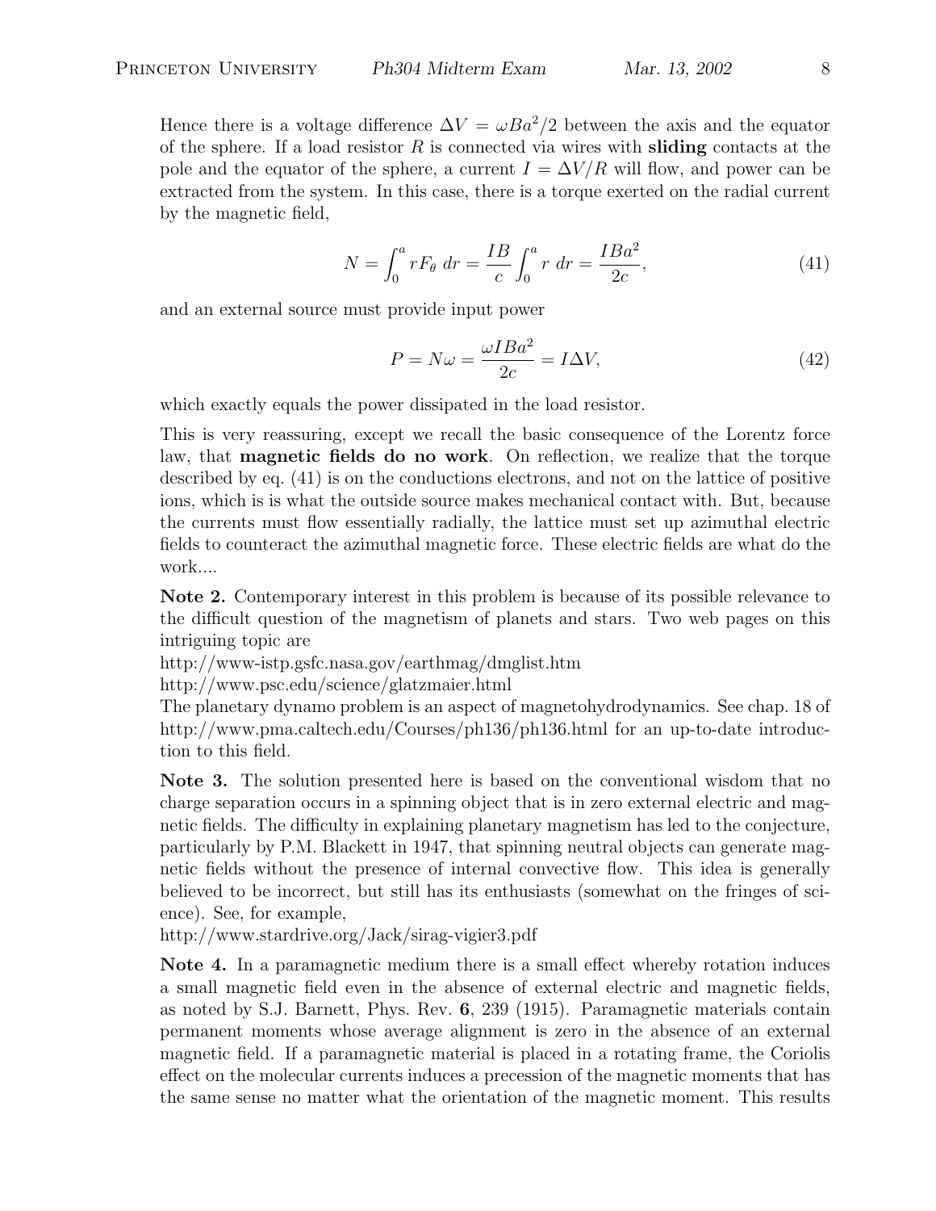Hence there is a voltage difference $\Delta V = \omega B a^2/2$ between the axis and the equator of the sphere. If a load resistor $R$ is connected via wires with **sliding** contacts at the pole and the equator of the sphere, a current $I = \Delta V/R$ will flow, and power can be extracted from the system. In this case, there is a torque exerted on the radial current by the magnetic field,

$$N = \int_0^a r F_\theta \, dr = \frac{IB}{c} \int_0^a r \, dr = \frac{IBa^2}{2c}, \tag{41}$$

and an external source must provide input power

$$P = N\omega = \frac{\omega I B a^2}{2c} = I \Delta V, \tag{42}$$

which exactly equals the power dissipated in the load resistor.

This is very reassuring, except we recall the basic consequence of the Lorentz force law, that **magnetic fields do no work**. On reflection, we realize that the torque described by eq. (41) is on the conductions electrons, and not on the lattice of positive ions, which is is what the outside source makes mechanical contact with. But, because the currents must flow essentially radially, the lattice must set up azimuthal electric fields to counteract the azimuthal magnetic force. These electric fields are what do the work....

**Note 2.** Contemporary interest in this problem is because of its possible relevance to the difficult question of the magnetism of planets and stars. Two web pages on this intriguing topic are
http://www-istp.gsfc.nasa.gov/earthmag/dmglist.htm
http://www.psc.edu/science/glatzmaier.html
The planetary dynamo problem is an aspect of magnetohydrodynamics. See chap. 18 of http://www.pma.caltech.edu/Courses/ph136/ph136.html for an up-to-date introduction to this field.

**Note 3.** The solution presented here is based on the conventional wisdom that no charge separation occurs in a spinning object that is in zero external electric and magnetic fields. The difficulty in explaining planetary magnetism has led to the conjecture, particularly by P.M. Blackett in 1947, that spinning neutral objects can generate magnetic fields without the presence of internal convective flow. This idea is generally believed to be incorrect, but still has its enthusiasts (somewhat on the fringes of science). See, for example,
http://www.stardrive.org/Jack/sirag-vigier3.pdf

**Note 4.** In a paramagnetic medium there is a small effect whereby rotation induces a small magnetic field even in the absence of external electric and magnetic fields, as noted by S.J. Barnett, Phys. Rev. **6**, 239 (1915). Paramagnetic materials contain permanent moments whose average alignment is zero in the absence of an external magnetic field. If a paramagnetic material is placed in a rotating frame, the Coriolis effect on the molecular currents induces a precession of the magnetic moments that has the same sense no matter what the orientation of the magnetic moment. This results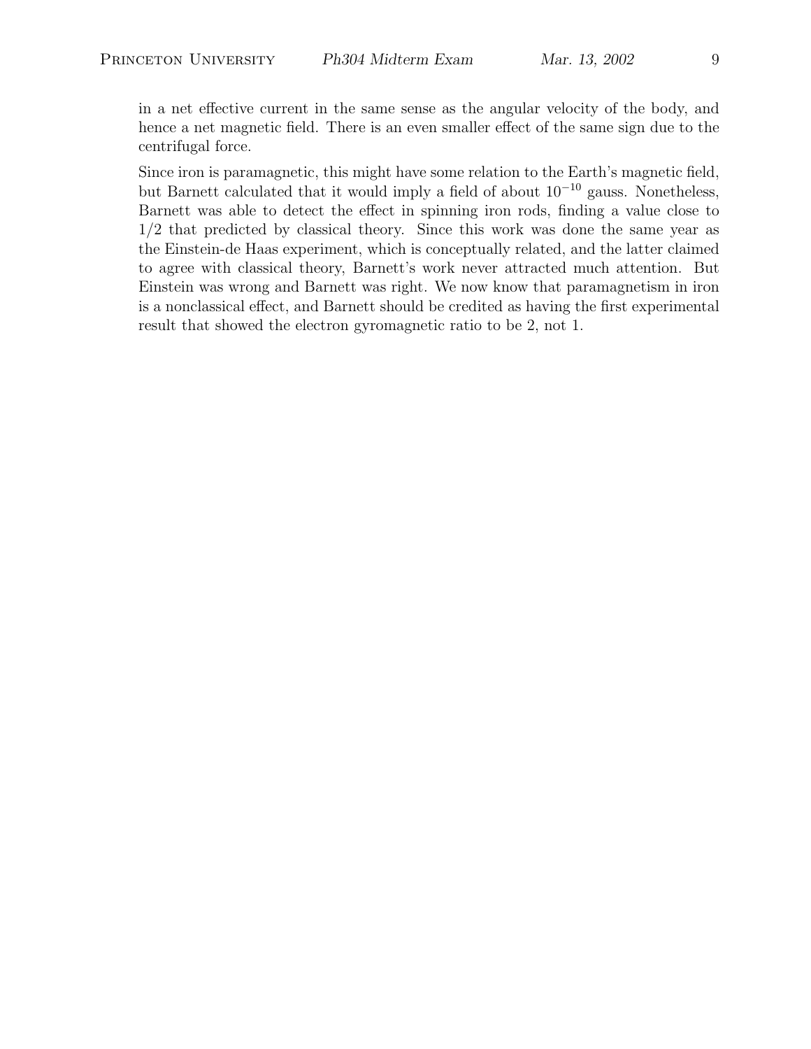in a net effective current in the same sense as the angular velocity of the body, and hence a net magnetic field. There is an even smaller effect of the same sign due to the centrifugal force.

Since iron is paramagnetic, this might have some relation to the Earth's magnetic field, but Barnett calculated that it would imply a field of about $10^{-10}$ gauss. Nonetheless, Barnett was able to detect the effect in spinning iron rods, finding a value close to $1/2$ that predicted by classical theory. Since this work was done the same year as the Einstein-de Haas experiment, which is conceptually related, and the latter claimed to agree with classical theory, Barnett's work never attracted much attention. But Einstein was wrong and Barnett was right. We now know that paramagnetism in iron is a nonclassical effect, and Barnett should be credited as having the first experimental result that showed the electron gyromagnetic ratio to be 2, not 1.